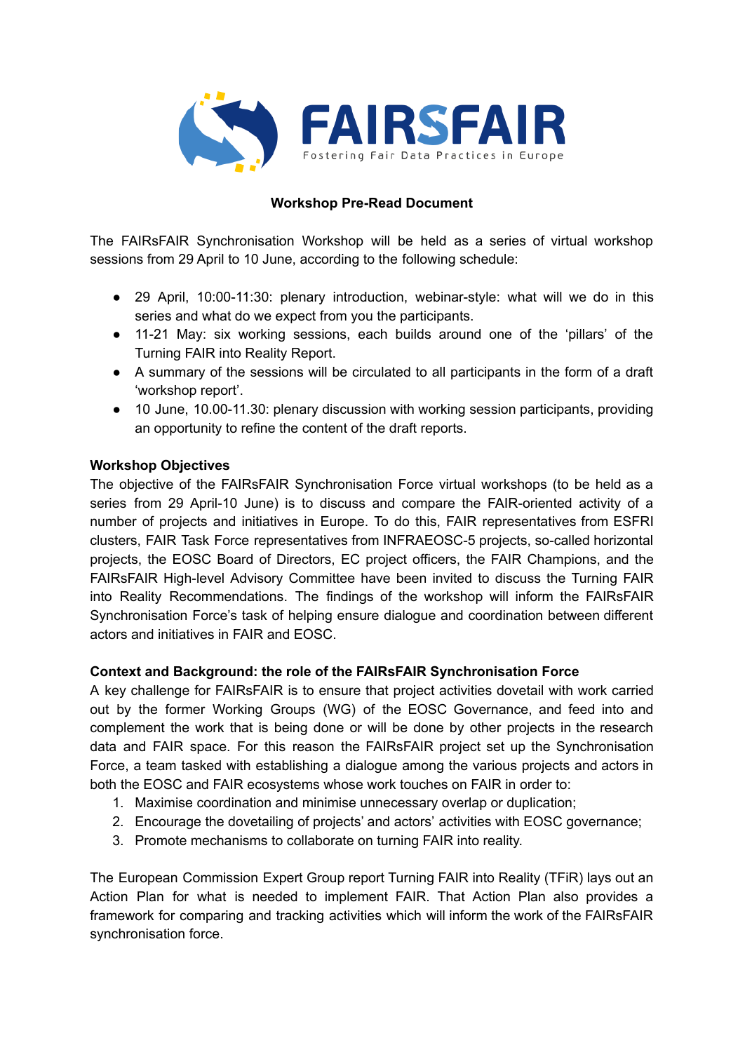FAIRSFAIR

Fostering Fair Data Practices in Europe

**Workshop Pre-Read Document**

The FAIRsFAIR Synchronisation Workshop will be held as a series of virtual workshop sessions from 29 April to 10 June, according to the following schedule:

- 29 April, 10:00-11:30: plenary introduction, webinar-style: what will we do in this series and what do we expect from you the participants.
- 11-21 May: six working sessions, each builds around one of the 'pillars' of the Turning FAIR into Reality Report.
- A summary of the sessions will be circulated to all participants in the form of a draft 'workshop report'.
- 10 June, 10.00-11.30: plenary discussion with working session participants, providing an opportunity to refine the content of the draft reports.

**Workshop Objectives**

The objective of the FAIRsFAIR Synchronisation Force virtual workshops (to be held as a series from 29 April-10 June) is to discuss and compare the FAIR-oriented activity of a number of projects and initiatives in Europe. To do this, FAIR representatives from ESFRI clusters, FAIR Task Force representatives from INFRAEOSC-5 projects, so-called horizontal projects, the EOSC Board of Directors, EC project officers, the FAIR Champions, and the FAIRsFAIR High-level Advisory Committee have been invited to discuss the Turning FAIR into Reality Recommendations. The findings of the workshop will inform the FAIRsFAIR Synchronisation Force's task of helping ensure dialogue and coordination between different actors and initiatives in FAIR and EOSC.

**Context and Background: the role of the FAIRsFAIR Synchronisation Force**

A key challenge for FAIRsFAIR is to ensure that project activities dovetail with work carried out by the former Working Groups (WG) of the EOSC Governance, and feed into and complement the work that is being done or will be done by other projects in the research data and FAIR space. For this reason the FAIRsFAIR project set up the Synchronisation Force, a team tasked with establishing a dialogue among the various projects and actors in both the EOSC and FAIR ecosystems whose work touches on FAIR in order to:

1. Maximise coordination and minimise unnecessary overlap or duplication;
2. Encourage the dovetailing of projects' and actors' activities with EOSC governance;
3. Promote mechanisms to collaborate on turning FAIR into reality.

The European Commission Expert Group report Turning FAIR into Reality (TFiR) lays out an Action Plan for what is needed to implement FAIR. That Action Plan also provides a framework for comparing and tracking activities which will inform the work of the FAIRsFAIR synchronisation force.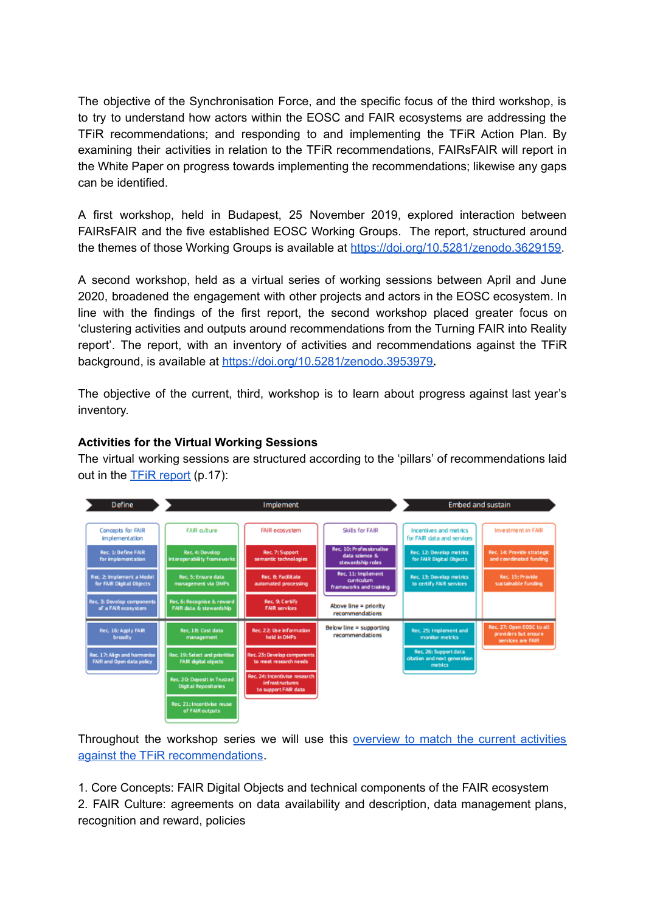The objective of the Synchronisation Force, and the specific focus of the third workshop, is to try to understand how actors within the EOSC and FAIR ecosystems are addressing the TFiR recommendations; and responding to and implementing the TFiR Action Plan. By examining their activities in relation to the TFiR recommendations, FAIRsFAIR will report in the White Paper on progress towards implementing the recommendations; likewise any gaps can be identified.

A first workshop, held in Budapest, 25 November 2019, explored interaction between FAIRsFAIR and the five established EOSC Working Groups. The report, structured around the themes of those Working Groups is available at https://doi.org/10.5281/zenodo.3629159.

A second workshop, held as a virtual series of working sessions between April and June 2020, broadened the engagement with other projects and actors in the EOSC ecosystem. In line with the findings of the first report, the second workshop placed greater focus on 'clustering activities and outputs around recommendations from the Turning FAIR into Reality report'. The report, with an inventory of activities and recommendations against the TFiR background, is available at https://doi.org/10.5281/zenodo.3953979.

The objective of the current, third, workshop is to learn about progress against last year's inventory.

**Activities for the Virtual Working Sessions**

The virtual working sessions are structured according to the 'pillars' of recommendations laid out in the TFiR report (p.17):

| Define | Implement | | | Embed and sustain | |
|---|---|---|---|---|---|
| Concepts for FAIR implementation | FAIR culture | FAIR ecosystem | Skills for FAIR | Incentives and metrics for FAIR data and services | Investment in FAIR |
| Rec. 1: Define FAIR for implementation | Rec. 4: Develop interoperability frameworks | Rec. 7: Support semantic technologies | Rec. 10: Professionalise data science & stewardship roles | Rec. 12: Develop metrics for FAIR Digital Objects | Rec. 14: Provide strategic and coordinated funding |
| Rec. 2: Implement a Model for FAIR Digital Objects | Rec. 5: Ensure data management via DMPs | Rec. 8: Facilitate automated processing | Rec. 11: Implement curriculum frameworks and training | Rec. 13: Develop metrics to certify FAIR services | Rec. 15: Provide sustainable funding |
| Rec. 3: Develop components of a FAIR ecosystem | Rec. 6: Recognise & reward FAIR data & stewardship | Rec. 9: Certify FAIR services | Above line = priority recommendations | | |
| Rec. 16: Apply FAIR broadly | Rec. 18: Cost data management | Rec. 22: Use information held in DMPs | Below line = supporting recommendations | Rec. 25: Implement and monitor metrics | Rec. 27: Open EOSC to all providers but ensure services are FAIR |
| Rec. 17: Align and harmonise FAIR and Open data policy | Rec. 19: Select and prioritise FAIR digital objects | Rec. 23: Develop components to meet research needs | | Rec. 26: Support data citation and next generation metrics | |
| | Rec. 20: Deposit in Trusted Digital Repositories | Rec. 24: Incentivise research infrastructures to support FAIR data | | | |
| | Rec. 21: Incentivise reuse of FAIR outputs | | | | |

Throughout the workshop series we will use this overview to match the current activities against the TFiR recommendations.

1. Core Concepts: FAIR Digital Objects and technical components of the FAIR ecosystem
2. FAIR Culture: agreements on data availability and description, data management plans, recognition and reward, policies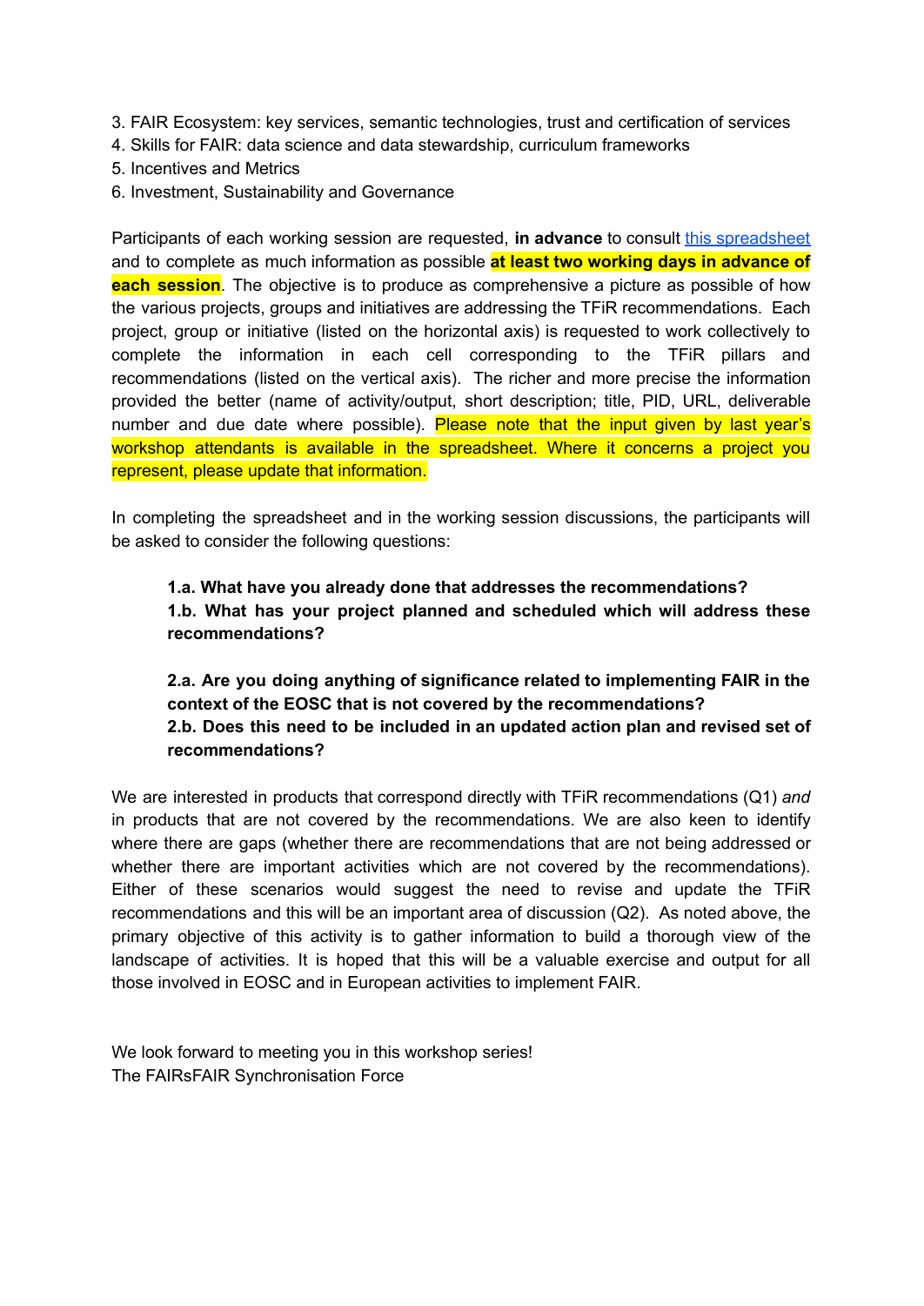3. FAIR Ecosystem: key services, semantic technologies, trust and certification of services
4. Skills for FAIR: data science and data stewardship, curriculum frameworks
5. Incentives and Metrics
6. Investment, Sustainability and Governance

Participants of each working session are requested, **in advance** to consult this spreadsheet and to complete as much information as possible **at least two working days in advance of each session**. The objective is to produce as comprehensive a picture as possible of how the various projects, groups and initiatives are addressing the TFiR recommendations. Each project, group or initiative (listed on the horizontal axis) is requested to work collectively to complete the information in each cell corresponding to the TFiR pillars and recommendations (listed on the vertical axis). The richer and more precise the information provided the better (name of activity/output, short description; title, PID, URL, deliverable number and due date where possible). Please note that the input given by last year's workshop attendants is available in the spreadsheet. Where it concerns a project you represent, please update that information.

In completing the spreadsheet and in the working session discussions, the participants will be asked to consider the following questions:

> **1.a. What have you already done that addresses the recommendations?**
> **1.b. What has your project planned and scheduled which will address these recommendations?**
>
> **2.a. Are you doing anything of significance related to implementing FAIR in the context of the EOSC that is not covered by the recommendations?**
> **2.b. Does this need to be included in an updated action plan and revised set of recommendations?**

We are interested in products that correspond directly with TFiR recommendations (Q1) *and* in products that are not covered by the recommendations. We are also keen to identify where there are gaps (whether there are recommendations that are not being addressed or whether there are important activities which are not covered by the recommendations). Either of these scenarios would suggest the need to revise and update the TFiR recommendations and this will be an important area of discussion (Q2). As noted above, the primary objective of this activity is to gather information to build a thorough view of the landscape of activities. It is hoped that this will be a valuable exercise and output for all those involved in EOSC and in European activities to implement FAIR.

We look forward to meeting you in this workshop series!
The FAIRsFAIR Synchronisation Force